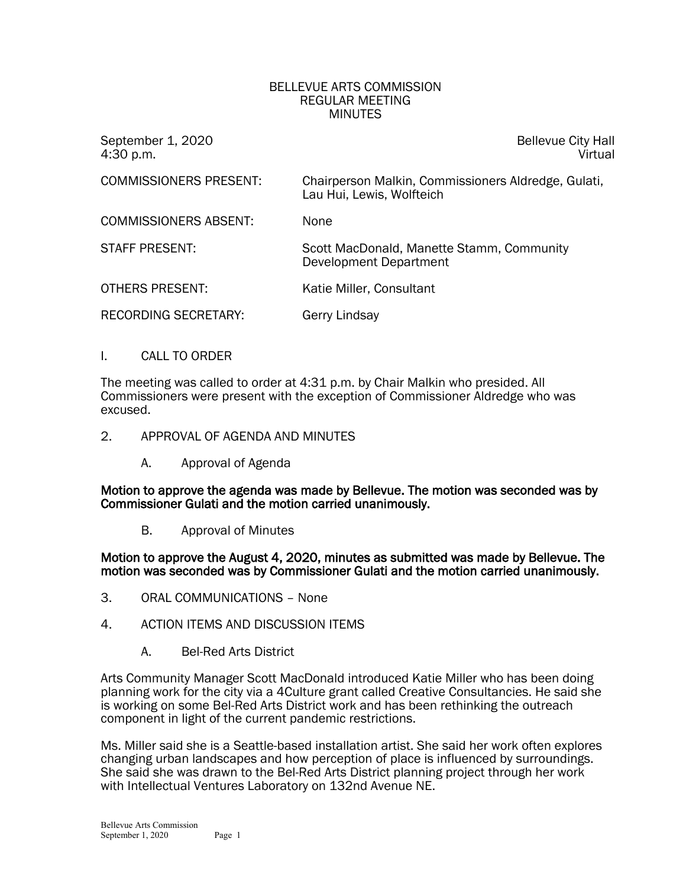BELLEVUE ARTS COMMISSION
REGULAR MEETING
MINUTES

| September 1, 2020 | Bellevue City Hall |
| --- | --- |
| 4:30 p.m. | Virtual |

| | |
| --- | --- |
| COMMISSIONERS PRESENT: | Chairperson Malkin, Commissioners Aldredge, Gulati, Lau Hui, Lewis, Wolfteich |
| COMMISSIONERS ABSENT: | None |
| STAFF PRESENT: | Scott MacDonald, Manette Stamm, Community Development Department |
| OTHERS PRESENT: | Katie Miller, Consultant |
| RECORDING SECRETARY: | Gerry Lindsay |

I. CALL TO ORDER

The meeting was called to order at 4:31 p.m. by Chair Malkin who presided. All Commissioners were present with the exception of Commissioner Aldredge who was excused.

2. APPROVAL OF AGENDA AND MINUTES

A. Approval of Agenda

**Motion to approve the agenda was made by Bellevue. The motion was seconded was by Commissioner Gulati and the motion carried unanimously.**

B. Approval of Minutes

**Motion to approve the August 4, 2020, minutes as submitted was made by Bellevue. The motion was seconded was by Commissioner Gulati and the motion carried unanimously.**

3. ORAL COMMUNICATIONS – None

4. ACTION ITEMS AND DISCUSSION ITEMS

A. Bel-Red Arts District

Arts Community Manager Scott MacDonald introduced Katie Miller who has been doing planning work for the city via a 4Culture grant called Creative Consultancies. He said she is working on some Bel-Red Arts District work and has been rethinking the outreach component in light of the current pandemic restrictions.

Ms. Miller said she is a Seattle-based installation artist. She said her work often explores changing urban landscapes and how perception of place is influenced by surroundings. She said she was drawn to the Bel-Red Arts District planning project through her work with Intellectual Ventures Laboratory on 132nd Avenue NE.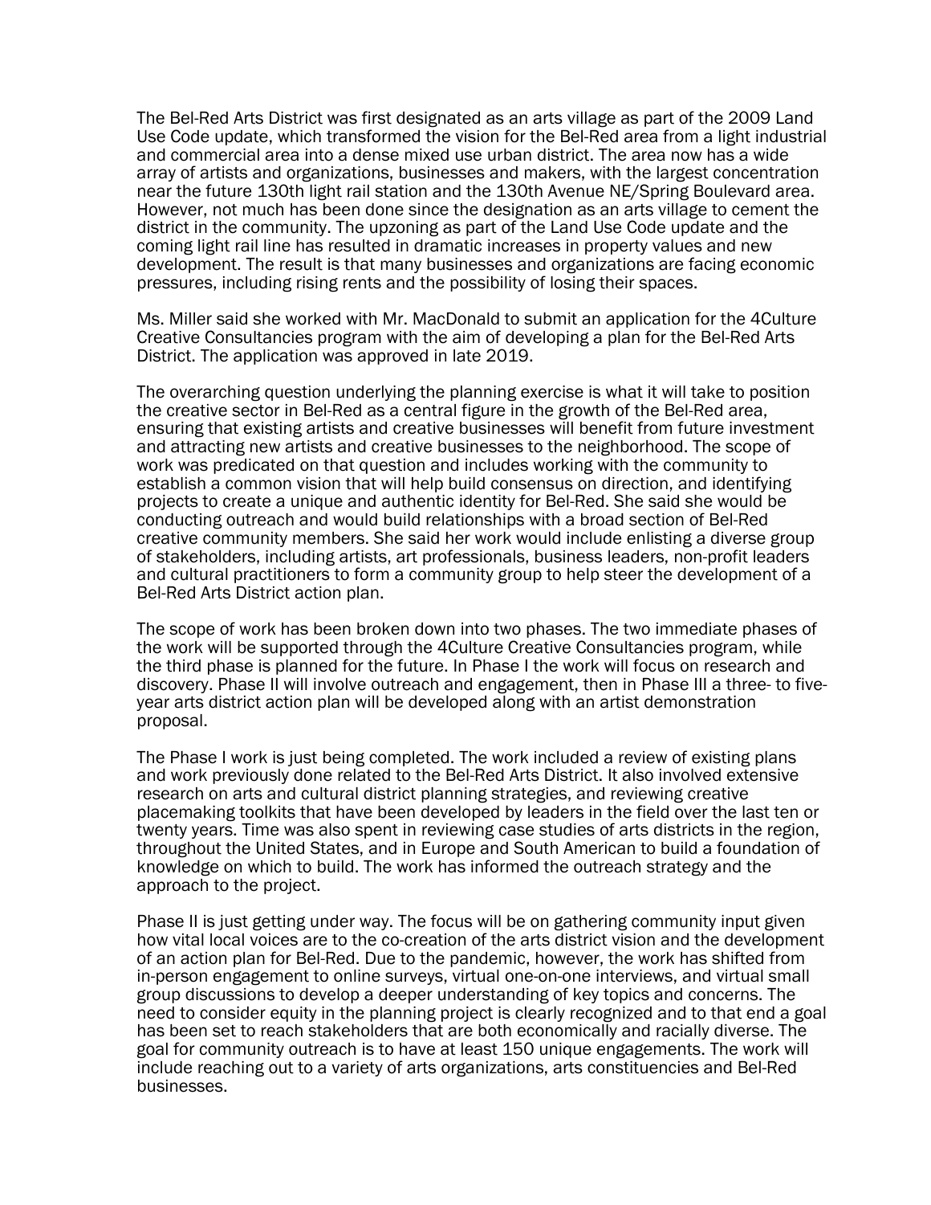The Bel-Red Arts District was first designated as an arts village as part of the 2009 Land Use Code update, which transformed the vision for the Bel-Red area from a light industrial and commercial area into a dense mixed use urban district. The area now has a wide array of artists and organizations, businesses and makers, with the largest concentration near the future 130th light rail station and the 130th Avenue NE/Spring Boulevard area. However, not much has been done since the designation as an arts village to cement the district in the community. The upzoning as part of the Land Use Code update and the coming light rail line has resulted in dramatic increases in property values and new development. The result is that many businesses and organizations are facing economic pressures, including rising rents and the possibility of losing their spaces.

Ms. Miller said she worked with Mr. MacDonald to submit an application for the 4Culture Creative Consultancies program with the aim of developing a plan for the Bel-Red Arts District. The application was approved in late 2019.

The overarching question underlying the planning exercise is what it will take to position the creative sector in Bel-Red as a central figure in the growth of the Bel-Red area, ensuring that existing artists and creative businesses will benefit from future investment and attracting new artists and creative businesses to the neighborhood. The scope of work was predicated on that question and includes working with the community to establish a common vision that will help build consensus on direction, and identifying projects to create a unique and authentic identity for Bel-Red. She said she would be conducting outreach and would build relationships with a broad section of Bel-Red creative community members. She said her work would include enlisting a diverse group of stakeholders, including artists, art professionals, business leaders, non-profit leaders and cultural practitioners to form a community group to help steer the development of a Bel-Red Arts District action plan.

The scope of work has been broken down into two phases. The two immediate phases of the work will be supported through the 4Culture Creative Consultancies program, while the third phase is planned for the future. In Phase I the work will focus on research and discovery. Phase II will involve outreach and engagement, then in Phase III a three- to five-year arts district action plan will be developed along with an artist demonstration proposal.

The Phase I work is just being completed. The work included a review of existing plans and work previously done related to the Bel-Red Arts District. It also involved extensive research on arts and cultural district planning strategies, and reviewing creative placemaking toolkits that have been developed by leaders in the field over the last ten or twenty years. Time was also spent in reviewing case studies of arts districts in the region, throughout the United States, and in Europe and South American to build a foundation of knowledge on which to build. The work has informed the outreach strategy and the approach to the project.

Phase II is just getting under way. The focus will be on gathering community input given how vital local voices are to the co-creation of the arts district vision and the development of an action plan for Bel-Red. Due to the pandemic, however, the work has shifted from in-person engagement to online surveys, virtual one-on-one interviews, and virtual small group discussions to develop a deeper understanding of key topics and concerns. The need to consider equity in the planning project is clearly recognized and to that end a goal has been set to reach stakeholders that are both economically and racially diverse. The goal for community outreach is to have at least 150 unique engagements. The work will include reaching out to a variety of arts organizations, arts constituencies and Bel-Red businesses.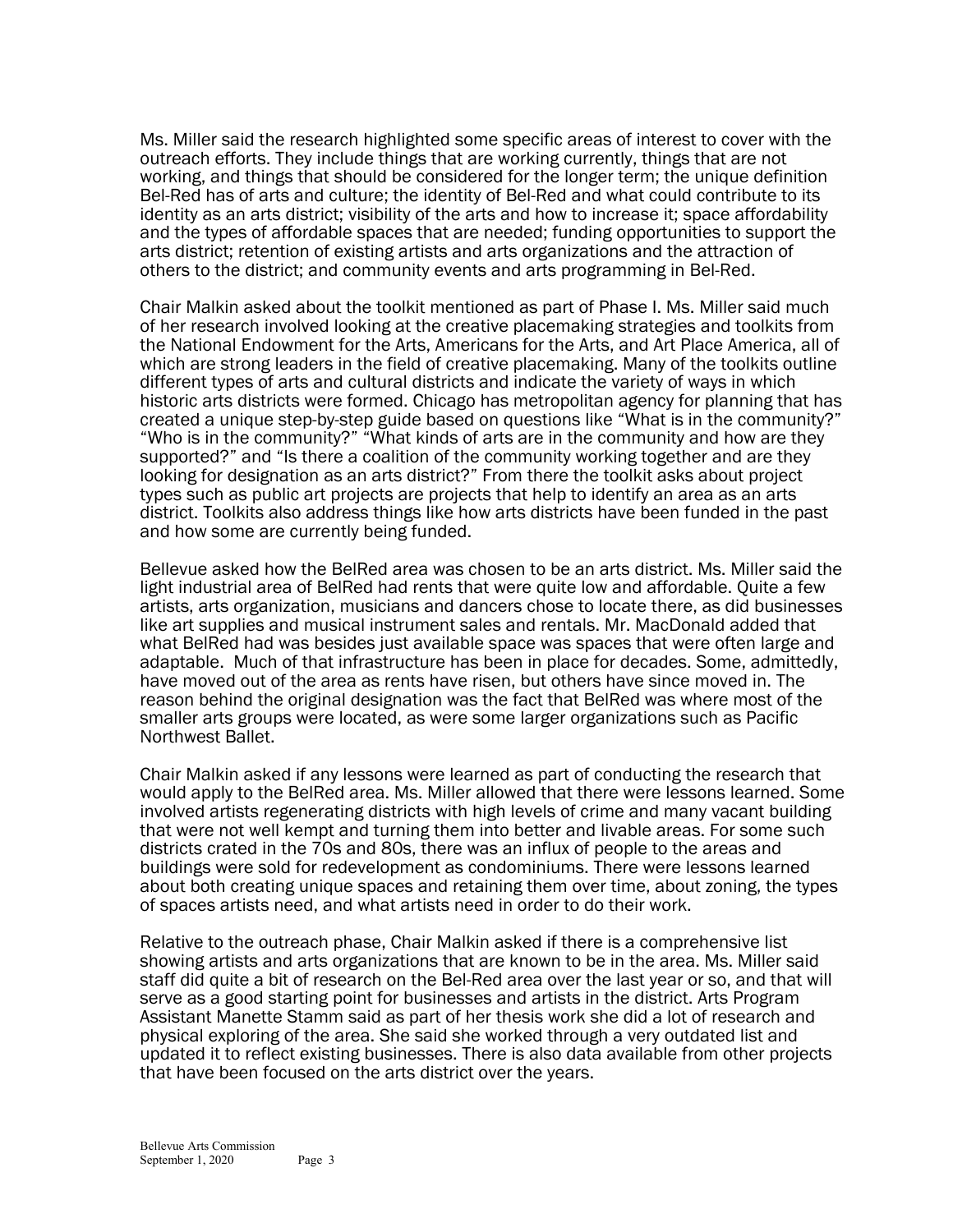Ms. Miller said the research highlighted some specific areas of interest to cover with the outreach efforts. They include things that are working currently, things that are not working, and things that should be considered for the longer term; the unique definition Bel-Red has of arts and culture; the identity of Bel-Red and what could contribute to its identity as an arts district; visibility of the arts and how to increase it; space affordability and the types of affordable spaces that are needed; funding opportunities to support the arts district; retention of existing artists and arts organizations and the attraction of others to the district; and community events and arts programming in Bel-Red.

Chair Malkin asked about the toolkit mentioned as part of Phase I. Ms. Miller said much of her research involved looking at the creative placemaking strategies and toolkits from the National Endowment for the Arts, Americans for the Arts, and Art Place America, all of which are strong leaders in the field of creative placemaking. Many of the toolkits outline different types of arts and cultural districts and indicate the variety of ways in which historic arts districts were formed. Chicago has metropolitan agency for planning that has created a unique step-by-step guide based on questions like "What is in the community?" "Who is in the community?" "What kinds of arts are in the community and how are they supported?" and "Is there a coalition of the community working together and are they looking for designation as an arts district?" From there the toolkit asks about project types such as public art projects are projects that help to identify an area as an arts district. Toolkits also address things like how arts districts have been funded in the past and how some are currently being funded.

Bellevue asked how the BelRed area was chosen to be an arts district. Ms. Miller said the light industrial area of BelRed had rents that were quite low and affordable. Quite a few artists, arts organization, musicians and dancers chose to locate there, as did businesses like art supplies and musical instrument sales and rentals. Mr. MacDonald added that what BelRed had was besides just available space was spaces that were often large and adaptable. Much of that infrastructure has been in place for decades. Some, admittedly, have moved out of the area as rents have risen, but others have since moved in. The reason behind the original designation was the fact that BelRed was where most of the smaller arts groups were located, as were some larger organizations such as Pacific Northwest Ballet.

Chair Malkin asked if any lessons were learned as part of conducting the research that would apply to the BelRed area. Ms. Miller allowed that there were lessons learned. Some involved artists regenerating districts with high levels of crime and many vacant building that were not well kempt and turning them into better and livable areas. For some such districts crated in the 70s and 80s, there was an influx of people to the areas and buildings were sold for redevelopment as condominiums. There were lessons learned about both creating unique spaces and retaining them over time, about zoning, the types of spaces artists need, and what artists need in order to do their work.

Relative to the outreach phase, Chair Malkin asked if there is a comprehensive list showing artists and arts organizations that are known to be in the area. Ms. Miller said staff did quite a bit of research on the Bel-Red area over the last year or so, and that will serve as a good starting point for businesses and artists in the district. Arts Program Assistant Manette Stamm said as part of her thesis work she did a lot of research and physical exploring of the area. She said she worked through a very outdated list and updated it to reflect existing businesses. There is also data available from other projects that have been focused on the arts district over the years.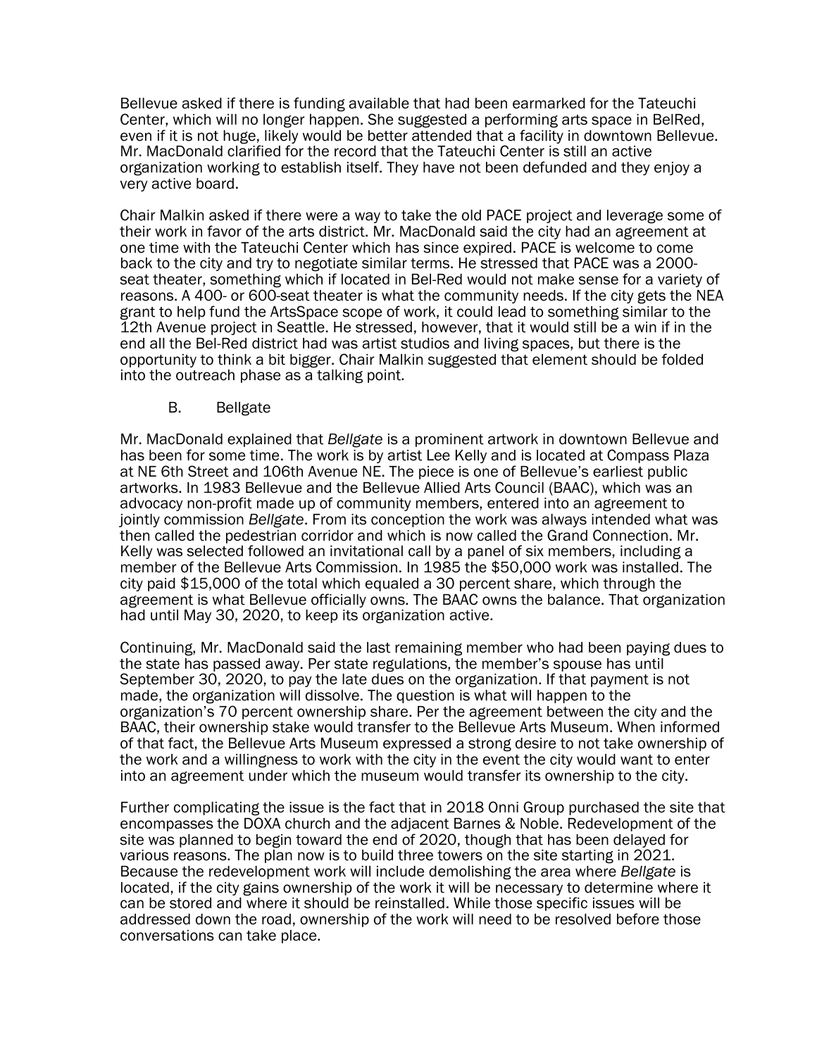Bellevue asked if there is funding available that had been earmarked for the Tateuchi Center, which will no longer happen. She suggested a performing arts space in BelRed, even if it is not huge, likely would be better attended that a facility in downtown Bellevue. Mr. MacDonald clarified for the record that the Tateuchi Center is still an active organization working to establish itself. They have not been defunded and they enjoy a very active board.

Chair Malkin asked if there were a way to take the old PACE project and leverage some of their work in favor of the arts district. Mr. MacDonald said the city had an agreement at one time with the Tateuchi Center which has since expired. PACE is welcome to come back to the city and try to negotiate similar terms. He stressed that PACE was a 2000-seat theater, something which if located in Bel-Red would not make sense for a variety of reasons. A 400- or 600-seat theater is what the community needs. If the city gets the NEA grant to help fund the ArtsSpace scope of work, it could lead to something similar to the 12th Avenue project in Seattle. He stressed, however, that it would still be a win if in the end all the Bel-Red district had was artist studios and living spaces, but there is the opportunity to think a bit bigger. Chair Malkin suggested that element should be folded into the outreach phase as a talking point.

B. Bellgate

Mr. MacDonald explained that *Bellgate* is a prominent artwork in downtown Bellevue and has been for some time. The work is by artist Lee Kelly and is located at Compass Plaza at NE 6th Street and 106th Avenue NE. The piece is one of Bellevue's earliest public artworks. In 1983 Bellevue and the Bellevue Allied Arts Council (BAAC), which was an advocacy non-profit made up of community members, entered into an agreement to jointly commission *Bellgate*. From its conception the work was always intended what was then called the pedestrian corridor and which is now called the Grand Connection. Mr. Kelly was selected followed an invitational call by a panel of six members, including a member of the Bellevue Arts Commission. In 1985 the $50,000 work was installed. The city paid $15,000 of the total which equaled a 30 percent share, which through the agreement is what Bellevue officially owns. The BAAC owns the balance. That organization had until May 30, 2020, to keep its organization active.

Continuing, Mr. MacDonald said the last remaining member who had been paying dues to the state has passed away. Per state regulations, the member's spouse has until September 30, 2020, to pay the late dues on the organization. If that payment is not made, the organization will dissolve. The question is what will happen to the organization's 70 percent ownership share. Per the agreement between the city and the BAAC, their ownership stake would transfer to the Bellevue Arts Museum. When informed of that fact, the Bellevue Arts Museum expressed a strong desire to not take ownership of the work and a willingness to work with the city in the event the city would want to enter into an agreement under which the museum would transfer its ownership to the city.

Further complicating the issue is the fact that in 2018 Onni Group purchased the site that encompasses the DOXA church and the adjacent Barnes & Noble. Redevelopment of the site was planned to begin toward the end of 2020, though that has been delayed for various reasons. The plan now is to build three towers on the site starting in 2021. Because the redevelopment work will include demolishing the area where *Bellgate* is located, if the city gains ownership of the work it will be necessary to determine where it can be stored and where it should be reinstalled. While those specific issues will be addressed down the road, ownership of the work will need to be resolved before those conversations can take place.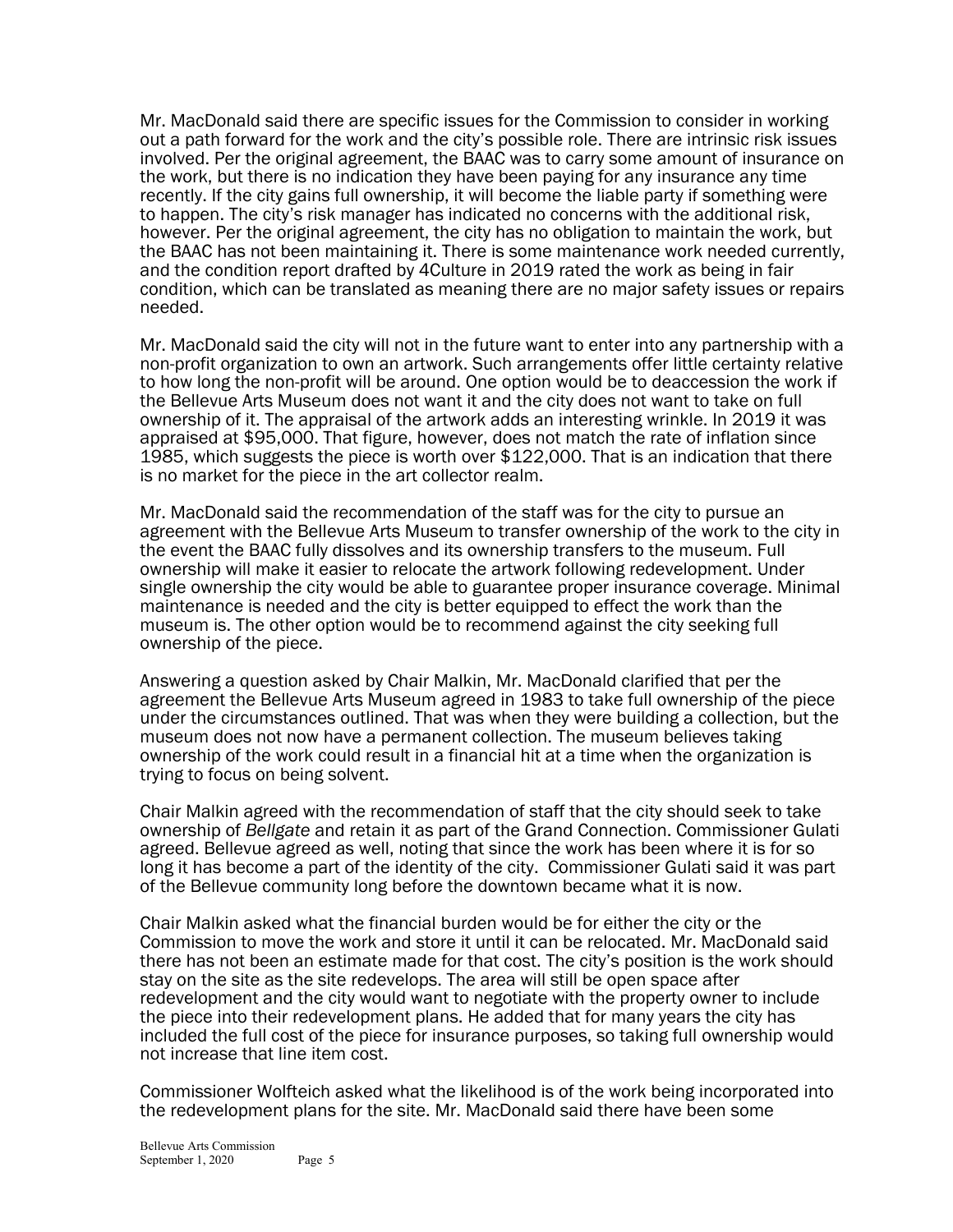Mr. MacDonald said there are specific issues for the Commission to consider in working out a path forward for the work and the city's possible role. There are intrinsic risk issues involved. Per the original agreement, the BAAC was to carry some amount of insurance on the work, but there is no indication they have been paying for any insurance any time recently. If the city gains full ownership, it will become the liable party if something were to happen. The city's risk manager has indicated no concerns with the additional risk, however. Per the original agreement, the city has no obligation to maintain the work, but the BAAC has not been maintaining it. There is some maintenance work needed currently, and the condition report drafted by 4Culture in 2019 rated the work as being in fair condition, which can be translated as meaning there are no major safety issues or repairs needed.

Mr. MacDonald said the city will not in the future want to enter into any partnership with a non-profit organization to own an artwork. Such arrangements offer little certainty relative to how long the non-profit will be around. One option would be to deaccession the work if the Bellevue Arts Museum does not want it and the city does not want to take on full ownership of it. The appraisal of the artwork adds an interesting wrinkle. In 2019 it was appraised at $95,000. That figure, however, does not match the rate of inflation since 1985, which suggests the piece is worth over $122,000. That is an indication that there is no market for the piece in the art collector realm.

Mr. MacDonald said the recommendation of the staff was for the city to pursue an agreement with the Bellevue Arts Museum to transfer ownership of the work to the city in the event the BAAC fully dissolves and its ownership transfers to the museum. Full ownership will make it easier to relocate the artwork following redevelopment. Under single ownership the city would be able to guarantee proper insurance coverage. Minimal maintenance is needed and the city is better equipped to effect the work than the museum is. The other option would be to recommend against the city seeking full ownership of the piece.

Answering a question asked by Chair Malkin, Mr. MacDonald clarified that per the agreement the Bellevue Arts Museum agreed in 1983 to take full ownership of the piece under the circumstances outlined. That was when they were building a collection, but the museum does not now have a permanent collection. The museum believes taking ownership of the work could result in a financial hit at a time when the organization is trying to focus on being solvent.

Chair Malkin agreed with the recommendation of staff that the city should seek to take ownership of *Bellgate* and retain it as part of the Grand Connection. Commissioner Gulati agreed. Bellevue agreed as well, noting that since the work has been where it is for so long it has become a part of the identity of the city. Commissioner Gulati said it was part of the Bellevue community long before the downtown became what it is now.

Chair Malkin asked what the financial burden would be for either the city or the Commission to move the work and store it until it can be relocated. Mr. MacDonald said there has not been an estimate made for that cost. The city's position is the work should stay on the site as the site redevelops. The area will still be open space after redevelopment and the city would want to negotiate with the property owner to include the piece into their redevelopment plans. He added that for many years the city has included the full cost of the piece for insurance purposes, so taking full ownership would not increase that line item cost.

Commissioner Wolfteich asked what the likelihood is of the work being incorporated into the redevelopment plans for the site. Mr. MacDonald said there have been some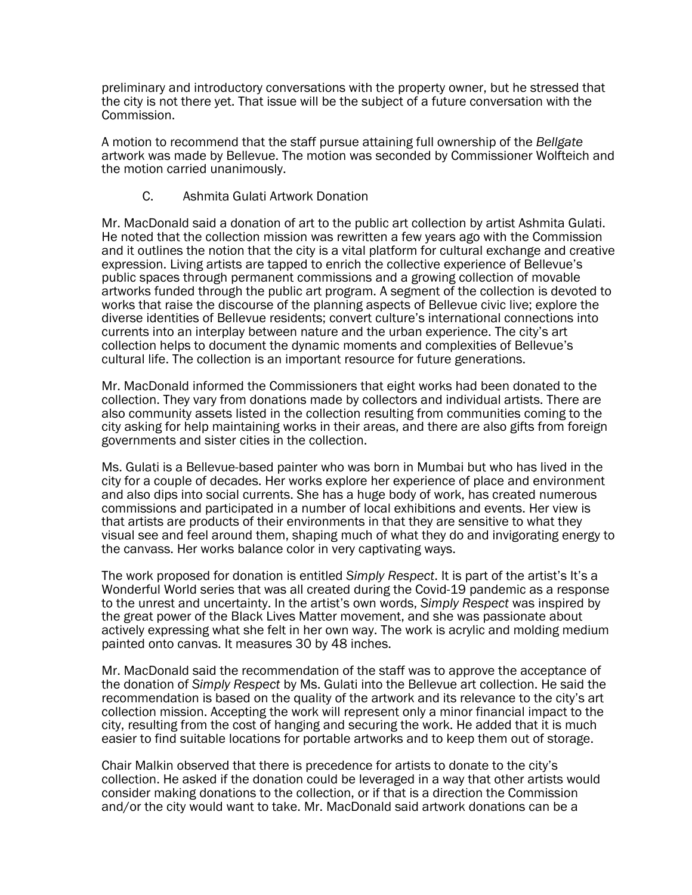preliminary and introductory conversations with the property owner, but he stressed that the city is not there yet. That issue will be the subject of a future conversation with the Commission.

A motion to recommend that the staff pursue attaining full ownership of the *Bellgate* artwork was made by Bellevue. The motion was seconded by Commissioner Wolfteich and the motion carried unanimously.

C. Ashmita Gulati Artwork Donation

Mr. MacDonald said a donation of art to the public art collection by artist Ashmita Gulati. He noted that the collection mission was rewritten a few years ago with the Commission and it outlines the notion that the city is a vital platform for cultural exchange and creative expression. Living artists are tapped to enrich the collective experience of Bellevue's public spaces through permanent commissions and a growing collection of movable artworks funded through the public art program. A segment of the collection is devoted to works that raise the discourse of the planning aspects of Bellevue civic live; explore the diverse identities of Bellevue residents; convert culture's international connections into currents into an interplay between nature and the urban experience. The city's art collection helps to document the dynamic moments and complexities of Bellevue's cultural life. The collection is an important resource for future generations.

Mr. MacDonald informed the Commissioners that eight works had been donated to the collection. They vary from donations made by collectors and individual artists. There are also community assets listed in the collection resulting from communities coming to the city asking for help maintaining works in their areas, and there are also gifts from foreign governments and sister cities in the collection.

Ms. Gulati is a Bellevue-based painter who was born in Mumbai but who has lived in the city for a couple of decades. Her works explore her experience of place and environment and also dips into social currents. She has a huge body of work, has created numerous commissions and participated in a number of local exhibitions and events. Her view is that artists are products of their environments in that they are sensitive to what they visual see and feel around them, shaping much of what they do and invigorating energy to the canvass. Her works balance color in very captivating ways.

The work proposed for donation is entitled *Simply Respect*. It is part of the artist's It's a Wonderful World series that was all created during the Covid-19 pandemic as a response to the unrest and uncertainty. In the artist's own words, *Simply Respect* was inspired by the great power of the Black Lives Matter movement, and she was passionate about actively expressing what she felt in her own way. The work is acrylic and molding medium painted onto canvas. It measures 30 by 48 inches.

Mr. MacDonald said the recommendation of the staff was to approve the acceptance of the donation of *Simply Respect* by Ms. Gulati into the Bellevue art collection. He said the recommendation is based on the quality of the artwork and its relevance to the city's art collection mission. Accepting the work will represent only a minor financial impact to the city, resulting from the cost of hanging and securing the work. He added that it is much easier to find suitable locations for portable artworks and to keep them out of storage.

Chair Malkin observed that there is precedence for artists to donate to the city's collection. He asked if the donation could be leveraged in a way that other artists would consider making donations to the collection, or if that is a direction the Commission and/or the city would want to take. Mr. MacDonald said artwork donations can be a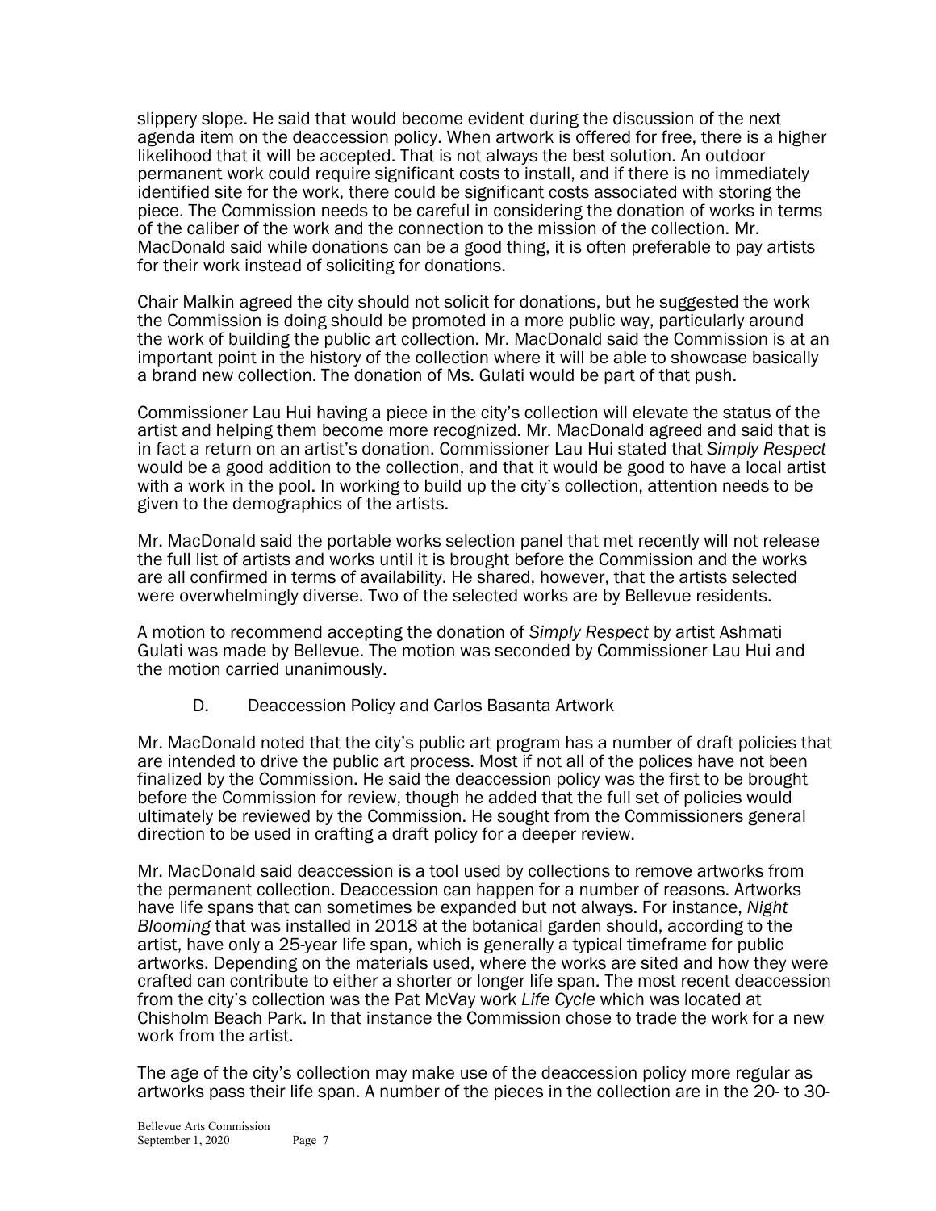slippery slope. He said that would become evident during the discussion of the next agenda item on the deaccession policy. When artwork is offered for free, there is a higher likelihood that it will be accepted. That is not always the best solution. An outdoor permanent work could require significant costs to install, and if there is no immediately identified site for the work, there could be significant costs associated with storing the piece. The Commission needs to be careful in considering the donation of works in terms of the caliber of the work and the connection to the mission of the collection. Mr. MacDonald said while donations can be a good thing, it is often preferable to pay artists for their work instead of soliciting for donations.

Chair Malkin agreed the city should not solicit for donations, but he suggested the work the Commission is doing should be promoted in a more public way, particularly around the work of building the public art collection. Mr. MacDonald said the Commission is at an important point in the history of the collection where it will be able to showcase basically a brand new collection. The donation of Ms. Gulati would be part of that push.

Commissioner Lau Hui having a piece in the city's collection will elevate the status of the artist and helping them become more recognized. Mr. MacDonald agreed and said that is in fact a return on an artist's donation. Commissioner Lau Hui stated that *Simply Respect* would be a good addition to the collection, and that it would be good to have a local artist with a work in the pool. In working to build up the city's collection, attention needs to be given to the demographics of the artists.

Mr. MacDonald said the portable works selection panel that met recently will not release the full list of artists and works until it is brought before the Commission and the works are all confirmed in terms of availability. He shared, however, that the artists selected were overwhelmingly diverse. Two of the selected works are by Bellevue residents.

A motion to recommend accepting the donation of *Simply Respect* by artist Ashmati Gulati was made by Bellevue. The motion was seconded by Commissioner Lau Hui and the motion carried unanimously.

D. Deaccession Policy and Carlos Basanta Artwork

Mr. MacDonald noted that the city's public art program has a number of draft policies that are intended to drive the public art process. Most if not all of the polices have not been finalized by the Commission. He said the deaccession policy was the first to be brought before the Commission for review, though he added that the full set of policies would ultimately be reviewed by the Commission. He sought from the Commissioners general direction to be used in crafting a draft policy for a deeper review.

Mr. MacDonald said deaccession is a tool used by collections to remove artworks from the permanent collection. Deaccession can happen for a number of reasons. Artworks have life spans that can sometimes be expanded but not always. For instance, *Night Blooming* that was installed in 2018 at the botanical garden should, according to the artist, have only a 25-year life span, which is generally a typical timeframe for public artworks. Depending on the materials used, where the works are sited and how they were crafted can contribute to either a shorter or longer life span. The most recent deaccession from the city's collection was the Pat McVay work *Life Cycle* which was located at Chisholm Beach Park. In that instance the Commission chose to trade the work for a new work from the artist.

The age of the city's collection may make use of the deaccession policy more regular as artworks pass their life span. A number of the pieces in the collection are in the 20- to 30-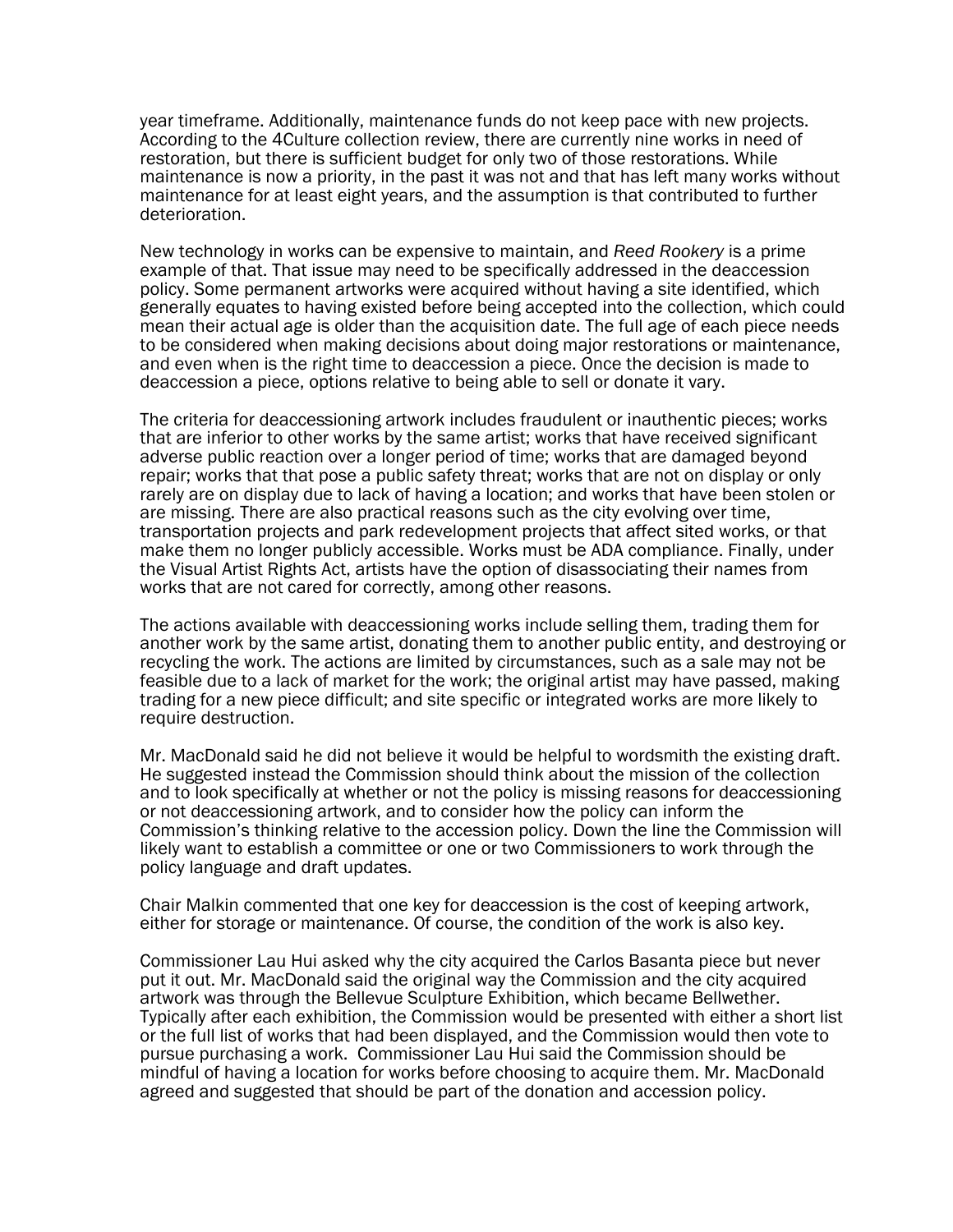year timeframe. Additionally, maintenance funds do not keep pace with new projects. According to the 4Culture collection review, there are currently nine works in need of restoration, but there is sufficient budget for only two of those restorations. While maintenance is now a priority, in the past it was not and that has left many works without maintenance for at least eight years, and the assumption is that contributed to further deterioration.

New technology in works can be expensive to maintain, and *Reed Rookery* is a prime example of that. That issue may need to be specifically addressed in the deaccession policy. Some permanent artworks were acquired without having a site identified, which generally equates to having existed before being accepted into the collection, which could mean their actual age is older than the acquisition date. The full age of each piece needs to be considered when making decisions about doing major restorations or maintenance, and even when is the right time to deaccession a piece. Once the decision is made to deaccession a piece, options relative to being able to sell or donate it vary.

The criteria for deaccessioning artwork includes fraudulent or inauthentic pieces; works that are inferior to other works by the same artist; works that have received significant adverse public reaction over a longer period of time; works that are damaged beyond repair; works that that pose a public safety threat; works that are not on display or only rarely are on display due to lack of having a location; and works that have been stolen or are missing. There are also practical reasons such as the city evolving over time, transportation projects and park redevelopment projects that affect sited works, or that make them no longer publicly accessible. Works must be ADA compliance. Finally, under the Visual Artist Rights Act, artists have the option of disassociating their names from works that are not cared for correctly, among other reasons.

The actions available with deaccessioning works include selling them, trading them for another work by the same artist, donating them to another public entity, and destroying or recycling the work. The actions are limited by circumstances, such as a sale may not be feasible due to a lack of market for the work; the original artist may have passed, making trading for a new piece difficult; and site specific or integrated works are more likely to require destruction.

Mr. MacDonald said he did not believe it would be helpful to wordsmith the existing draft. He suggested instead the Commission should think about the mission of the collection and to look specifically at whether or not the policy is missing reasons for deaccessioning or not deaccessioning artwork, and to consider how the policy can inform the Commission's thinking relative to the accession policy. Down the line the Commission will likely want to establish a committee or one or two Commissioners to work through the policy language and draft updates.

Chair Malkin commented that one key for deaccession is the cost of keeping artwork, either for storage or maintenance. Of course, the condition of the work is also key.

Commissioner Lau Hui asked why the city acquired the Carlos Basanta piece but never put it out. Mr. MacDonald said the original way the Commission and the city acquired artwork was through the Bellevue Sculpture Exhibition, which became Bellwether. Typically after each exhibition, the Commission would be presented with either a short list or the full list of works that had been displayed, and the Commission would then vote to pursue purchasing a work. Commissioner Lau Hui said the Commission should be mindful of having a location for works before choosing to acquire them. Mr. MacDonald agreed and suggested that should be part of the donation and accession policy.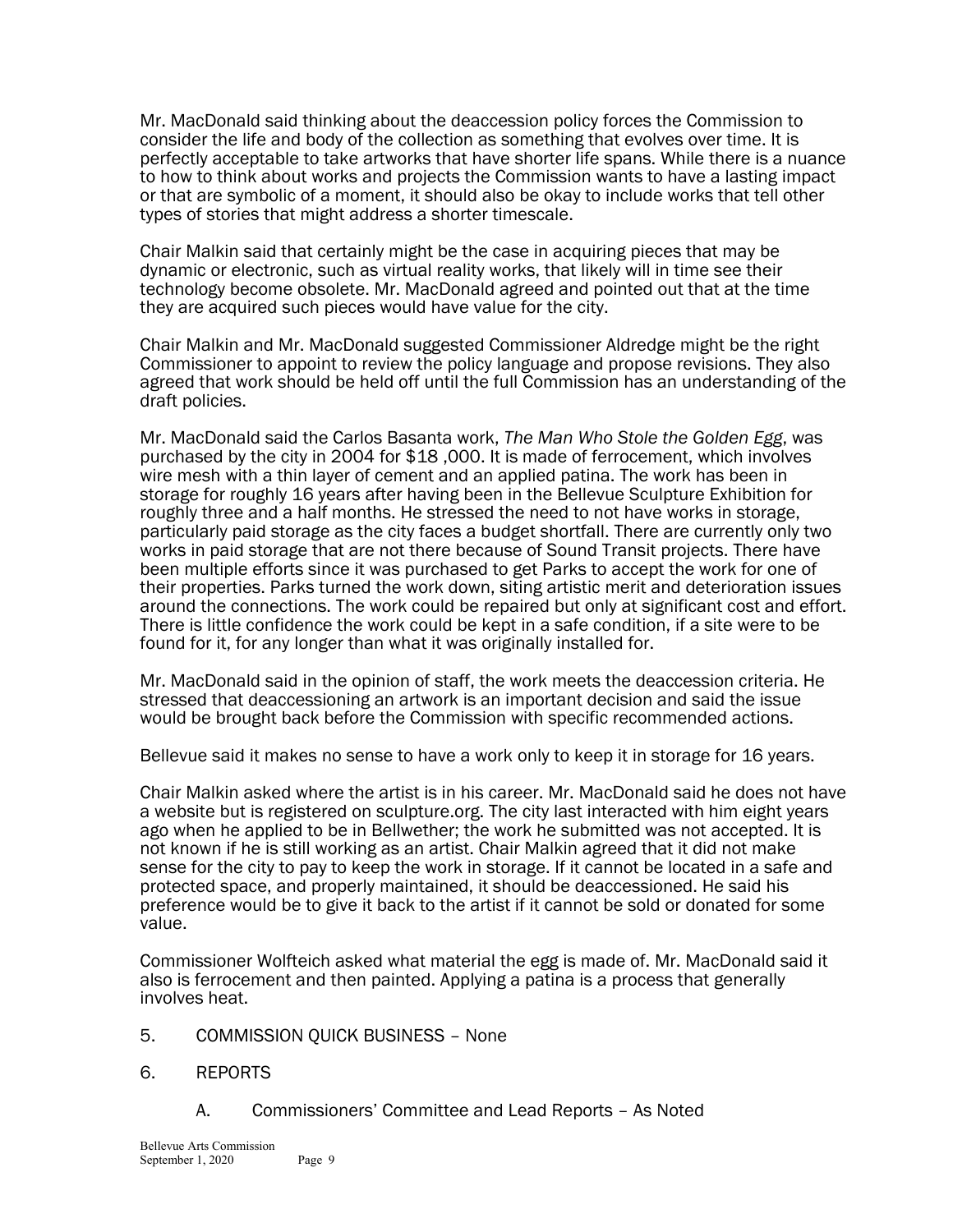Mr. MacDonald said thinking about the deaccession policy forces the Commission to consider the life and body of the collection as something that evolves over time. It is perfectly acceptable to take artworks that have shorter life spans. While there is a nuance to how to think about works and projects the Commission wants to have a lasting impact or that are symbolic of a moment, it should also be okay to include works that tell other types of stories that might address a shorter timescale.

Chair Malkin said that certainly might be the case in acquiring pieces that may be dynamic or electronic, such as virtual reality works, that likely will in time see their technology become obsolete. Mr. MacDonald agreed and pointed out that at the time they are acquired such pieces would have value for the city.

Chair Malkin and Mr. MacDonald suggested Commissioner Aldredge might be the right Commissioner to appoint to review the policy language and propose revisions. They also agreed that work should be held off until the full Commission has an understanding of the draft policies.

Mr. MacDonald said the Carlos Basanta work, *The Man Who Stole the Golden Egg*, was purchased by the city in 2004 for $18 ,000. It is made of ferrocement, which involves wire mesh with a thin layer of cement and an applied patina. The work has been in storage for roughly 16 years after having been in the Bellevue Sculpture Exhibition for roughly three and a half months. He stressed the need to not have works in storage, particularly paid storage as the city faces a budget shortfall. There are currently only two works in paid storage that are not there because of Sound Transit projects. There have been multiple efforts since it was purchased to get Parks to accept the work for one of their properties. Parks turned the work down, siting artistic merit and deterioration issues around the connections. The work could be repaired but only at significant cost and effort. There is little confidence the work could be kept in a safe condition, if a site were to be found for it, for any longer than what it was originally installed for.

Mr. MacDonald said in the opinion of staff, the work meets the deaccession criteria. He stressed that deaccessioning an artwork is an important decision and said the issue would be brought back before the Commission with specific recommended actions.

Bellevue said it makes no sense to have a work only to keep it in storage for 16 years.

Chair Malkin asked where the artist is in his career. Mr. MacDonald said he does not have a website but is registered on sculpture.org. The city last interacted with him eight years ago when he applied to be in Bellwether; the work he submitted was not accepted. It is not known if he is still working as an artist. Chair Malkin agreed that it did not make sense for the city to pay to keep the work in storage. If it cannot be located in a safe and protected space, and properly maintained, it should be deaccessioned. He said his preference would be to give it back to the artist if it cannot be sold or donated for some value.

Commissioner Wolfteich asked what material the egg is made of. Mr. MacDonald said it also is ferrocement and then painted. Applying a patina is a process that generally involves heat.

5. COMMISSION QUICK BUSINESS – None

6. REPORTS

   A. Commissioners' Committee and Lead Reports – As Noted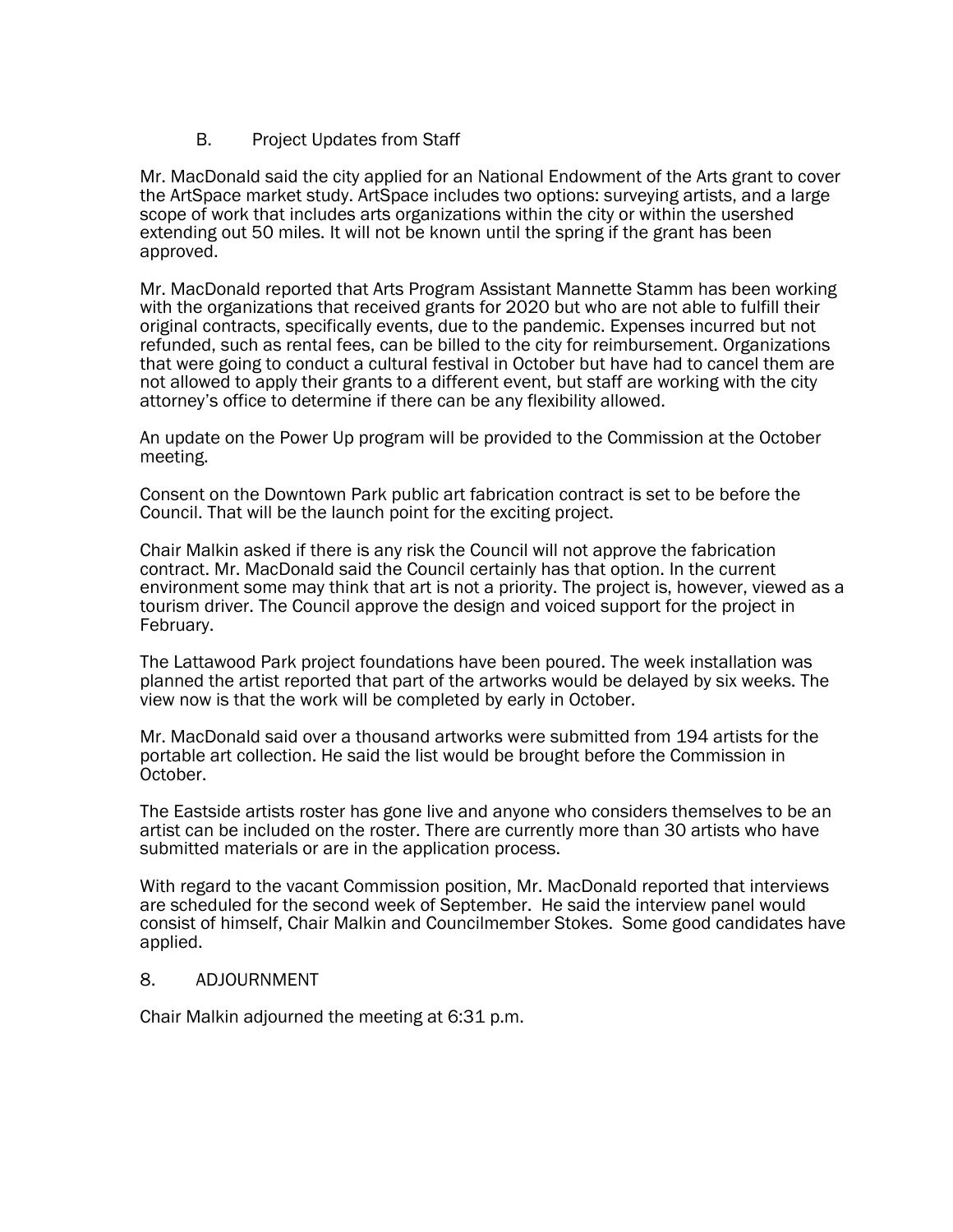B. Project Updates from Staff

Mr. MacDonald said the city applied for an National Endowment of the Arts grant to cover the ArtSpace market study. ArtSpace includes two options: surveying artists, and a large scope of work that includes arts organizations within the city or within the usershed extending out 50 miles. It will not be known until the spring if the grant has been approved.

Mr. MacDonald reported that Arts Program Assistant Mannette Stamm has been working with the organizations that received grants for 2020 but who are not able to fulfill their original contracts, specifically events, due to the pandemic. Expenses incurred but not refunded, such as rental fees, can be billed to the city for reimbursement. Organizations that were going to conduct a cultural festival in October but have had to cancel them are not allowed to apply their grants to a different event, but staff are working with the city attorney's office to determine if there can be any flexibility allowed.

An update on the Power Up program will be provided to the Commission at the October meeting.

Consent on the Downtown Park public art fabrication contract is set to be before the Council. That will be the launch point for the exciting project.

Chair Malkin asked if there is any risk the Council will not approve the fabrication contract. Mr. MacDonald said the Council certainly has that option. In the current environment some may think that art is not a priority. The project is, however, viewed as a tourism driver. The Council approve the design and voiced support for the project in February.

The Lattawood Park project foundations have been poured. The week installation was planned the artist reported that part of the artworks would be delayed by six weeks. The view now is that the work will be completed by early in October.

Mr. MacDonald said over a thousand artworks were submitted from 194 artists for the portable art collection. He said the list would be brought before the Commission in October.

The Eastside artists roster has gone live and anyone who considers themselves to be an artist can be included on the roster. There are currently more than 30 artists who have submitted materials or are in the application process.

With regard to the vacant Commission position, Mr. MacDonald reported that interviews are scheduled for the second week of September. He said the interview panel would consist of himself, Chair Malkin and Councilmember Stokes. Some good candidates have applied.

8. ADJOURNMENT

Chair Malkin adjourned the meeting at 6:31 p.m.